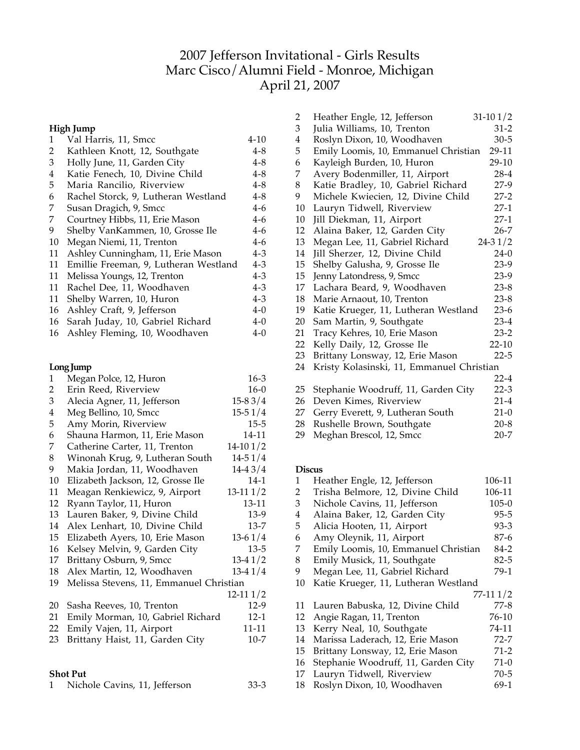# 2007 Jefferson Invitational - Girls Results
## Marc Cisco/Alumni Field - Monroe, Michigan
## April 21, 2007

### High Jump

| Place | Athlete | Mark |
|---|---|---|
| 1 | Val Harris, 11, Smcc | 4-10 |
| 2 | Kathleen Knott, 12, Southgate | 4-8 |
| 3 | Holly June, 11, Garden City | 4-8 |
| 4 | Katie Fenech, 10, Divine Child | 4-8 |
| 5 | Maria Rancilio, Riverview | 4-8 |
| 6 | Rachel Storck, 9, Lutheran Westland | 4-8 |
| 7 | Susan Dragich, 9, Smcc | 4-6 |
| 7 | Courtney Hibbs, 11, Erie Mason | 4-6 |
| 9 | Shelby VanKammen, 10, Grosse Ile | 4-6 |
| 10 | Megan Niemi, 11, Trenton | 4-6 |
| 11 | Ashley Cunningham, 11, Erie Mason | 4-3 |
| 11 | Emillie Freeman, 9, Lutheran Westland | 4-3 |
| 11 | Melissa Youngs, 12, Trenton | 4-3 |
| 11 | Rachel Dee, 11, Woodhaven | 4-3 |
| 11 | Shelby Warren, 10, Huron | 4-3 |
| 16 | Ashley Craft, 9, Jefferson | 4-0 |
| 16 | Sarah Juday, 10, Gabriel Richard | 4-0 |
| 16 | Ashley Fleming, 10, Woodhaven | 4-0 |

### Long Jump

| Place | Athlete | Mark |
|---|---|---|
| 1 | Megan Polce, 12, Huron | 16-3 |
| 2 | Erin Reed, Riverview | 16-0 |
| 3 | Alecia Agner, 11, Jefferson | 15-8 3/4 |
| 4 | Meg Bellino, 10, Smcc | 15-5 1/4 |
| 5 | Amy Morin, Riverview | 15-5 |
| 6 | Shauna Harmon, 11, Erie Mason | 14-11 |
| 7 | Catherine Carter, 11, Trenton | 14-10 1/2 |
| 8 | Winonah Krug, 9, Lutheran South | 14-5 1/4 |
| 9 | Makia Jordan, 11, Woodhaven | 14-4 3/4 |
| 10 | Elizabeth Jackson, 12, Grosse Ile | 14-1 |
| 11 | Meagan Renkiewicz, 9, Airport | 13-11 1/2 |
| 12 | Ryann Taylor, 11, Huron | 13-11 |
| 13 | Lauren Baker, 9, Divine Child | 13-9 |
| 14 | Alex Lenhart, 10, Divine Child | 13-7 |
| 15 | Elizabeth Ayers, 10, Erie Mason | 13-6 1/4 |
| 16 | Kelsey Melvin, 9, Garden City | 13-5 |
| 17 | Brittany Osburn, 9, Smcc | 13-4 1/2 |
| 18 | Alex Martin, 12, Woodhaven | 13-4 1/4 |
| 19 | Melissa Stevens, 11, Emmanuel Christian | 12-11 1/2 |
| 20 | Sasha Reeves, 10, Trenton | 12-9 |
| 21 | Emily Morman, 10, Gabriel Richard | 12-1 |
| 22 | Emily Vajen, 11, Airport | 11-11 |
| 23 | Brittany Haist, 11, Garden City | 10-7 |

### Shot Put

| Place | Athlete | Mark |
|---|---|---|
| 1 | Nichole Cavins, 11, Jefferson | 33-3 |
| 2 | Heather Engle, 12, Jefferson | 31-10 1/2 |
| 3 | Julia Williams, 10, Trenton | 31-2 |
| 4 | Roslyn Dixon, 10, Woodhaven | 30-5 |
| 5 | Emily Loomis, 10, Emmanuel Christian | 29-11 |
| 6 | Kayleigh Burden, 10, Huron | 29-10 |
| 7 | Avery Bodenmiller, 11, Airport | 28-4 |
| 8 | Katie Bradley, 10, Gabriel Richard | 27-9 |
| 9 | Michele Kwiecien, 12, Divine Child | 27-2 |
| 10 | Lauryn Tidwell, Riverview | 27-1 |
| 10 | Jill Diekman, 11, Airport | 27-1 |
| 12 | Alaina Baker, 12, Garden City | 26-7 |
| 13 | Megan Lee, 11, Gabriel Richard | 24-3 1/2 |
| 14 | Jill Sherzer, 12, Divine Child | 24-0 |
| 15 | Shelby Galusha, 9, Grosse Ile | 23-9 |
| 15 | Jenny Latondress, 9, Smcc | 23-9 |
| 17 | Lachara Beard, 9, Woodhaven | 23-8 |
| 18 | Marie Arnaout, 10, Trenton | 23-8 |
| 19 | Katie Krueger, 11, Lutheran Westland | 23-6 |
| 20 | Sam Martin, 9, Southgate | 23-4 |
| 21 | Tracy Kehres, 10, Erie Mason | 23-2 |
| 22 | Kelly Daily, 12, Grosse Ile | 22-10 |
| 23 | Brittany Lonsway, 12, Erie Mason | 22-5 |
| 24 | Kristy Kolasinski, 11, Emmanuel Christian | 22-4 |
| 25 | Stephanie Woodruff, 11, Garden City | 22-3 |
| 26 | Deven Kimes, Riverview | 21-4 |
| 27 | Gerry Everett, 9, Lutheran South | 21-0 |
| 28 | Rushelle Brown, Southgate | 20-8 |
| 29 | Meghan Brescol, 12, Smcc | 20-7 |

### Discus

| Place | Athlete | Mark |
|---|---|---|
| 1 | Heather Engle, 12, Jefferson | 106-11 |
| 2 | Trisha Belmore, 12, Divine Child | 106-11 |
| 3 | Nichole Cavins, 11, Jefferson | 105-0 |
| 4 | Alaina Baker, 12, Garden City | 95-5 |
| 5 | Alicia Hooten, 11, Airport | 93-3 |
| 6 | Amy Oleynik, 11, Airport | 87-6 |
| 7 | Emily Loomis, 10, Emmanuel Christian | 84-2 |
| 8 | Emily Musick, 11, Southgate | 82-5 |
| 9 | Megan Lee, 11, Gabriel Richard | 79-1 |
| 10 | Katie Krueger, 11, Lutheran Westland | 77-11 1/2 |
| 11 | Lauren Babuska, 12, Divine Child | 77-8 |
| 12 | Angie Ragan, 11, Trenton | 76-10 |
| 13 | Kerry Neal, 10, Southgate | 74-11 |
| 14 | Marissa Laderach, 12, Erie Mason | 72-7 |
| 15 | Brittany Lonsway, 12, Erie Mason | 71-2 |
| 16 | Stephanie Woodruff, 11, Garden City | 71-0 |
| 17 | Lauryn Tidwell, Riverview | 70-5 |
| 18 | Roslyn Dixon, 10, Woodhaven | 69-1 |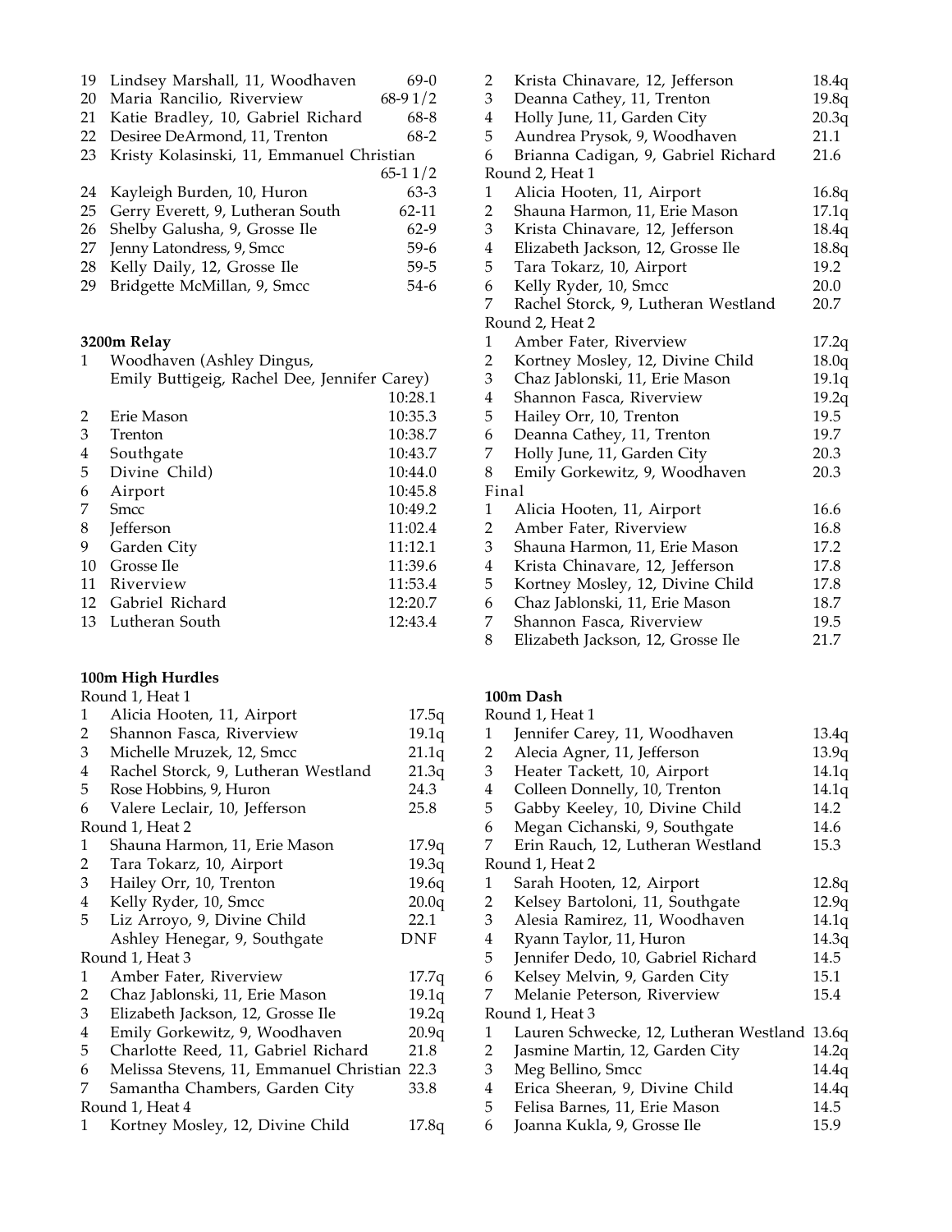| | | |
|---|---|---|
| 19 | Lindsey Marshall, 11, Woodhaven | 69-0 |
| 20 | Maria Rancilio, Riverview | 68-9 1/2 |
| 21 | Katie Bradley, 10, Gabriel Richard | 68-8 |
| 22 | Desiree DeArmond, 11, Trenton | 68-2 |
| 23 | Kristy Kolasinski, 11, Emmanuel Christian | 65-1 1/2 |
| 24 | Kayleigh Burden, 10, Huron | 63-3 |
| 25 | Gerry Everett, 9, Lutheran South | 62-11 |
| 26 | Shelby Galusha, 9, Grosse Ile | 62-9 |
| 27 | Jenny Latondress, 9, Smcc | 59-6 |
| 28 | Kelly Daily, 12, Grosse Ile | 59-5 |
| 29 | Bridgette McMillan, 9, Smcc | 54-6 |

**3200m Relay**

| | | |
|---|---|---|
| 1 | Woodhaven (Ashley Dingus, Emily Buttigeig, Rachel Dee, Jennifer Carey) | 10:28.1 |
| 2 | Erie Mason | 10:35.3 |
| 3 | Trenton | 10:38.7 |
| 4 | Southgate | 10:43.7 |
| 5 | Divine Child) | 10:44.0 |
| 6 | Airport | 10:45.8 |
| 7 | Smcc | 10:49.2 |
| 8 | Jefferson | 11:02.4 |
| 9 | Garden City | 11:12.1 |
| 10 | Grosse Ile | 11:39.6 |
| 11 | Riverview | 11:53.4 |
| 12 | Gabriel Richard | 12:20.7 |
| 13 | Lutheran South | 12:43.4 |

**100m High Hurdles**

Round 1, Heat 1

| | | |
|---|---|---|
| 1 | Alicia Hooten, 11, Airport | 17.5q |
| 2 | Shannon Fasca, Riverview | 19.1q |
| 3 | Michelle Mruzek, 12, Smcc | 21.1q |
| 4 | Rachel Storck, 9, Lutheran Westland | 21.3q |
| 5 | Rose Hobbins, 9, Huron | 24.3 |
| 6 | Valere Leclair, 10, Jefferson | 25.8 |

Round 1, Heat 2

| | | |
|---|---|---|
| 1 | Shauna Harmon, 11, Erie Mason | 17.9q |
| 2 | Tara Tokarz, 10, Airport | 19.3q |
| 3 | Hailey Orr, 10, Trenton | 19.6q |
| 4 | Kelly Ryder, 10, Smcc | 20.0q |
| 5 | Liz Arroyo, 9, Divine Child | 22.1 |
| | Ashley Henegar, 9, Southgate | DNF |

Round 1, Heat 3

| | | |
|---|---|---|
| 1 | Amber Fater, Riverview | 17.7q |
| 2 | Chaz Jablonski, 11, Erie Mason | 19.1q |
| 3 | Elizabeth Jackson, 12, Grosse Ile | 19.2q |
| 4 | Emily Gorkewitz, 9, Woodhaven | 20.9q |
| 5 | Charlotte Reed, 11, Gabriel Richard | 21.8 |
| 6 | Melissa Stevens, 11, Emmanuel Christian | 22.3 |
| 7 | Samantha Chambers, Garden City | 33.8 |

Round 1, Heat 4

| | | |
|---|---|---|
| 1 | Kortney Mosley, 12, Divine Child | 17.8q |
| 2 | Krista Chinavare, 12, Jefferson | 18.4q |
| 3 | Deanna Cathey, 11, Trenton | 19.8q |
| 4 | Holly June, 11, Garden City | 20.3q |
| 5 | Aundrea Prysok, 9, Woodhaven | 21.1 |
| 6 | Brianna Cadigan, 9, Gabriel Richard | 21.6 |

Round 2, Heat 1

| | | |
|---|---|---|
| 1 | Alicia Hooten, 11, Airport | 16.8q |
| 2 | Shauna Harmon, 11, Erie Mason | 17.1q |
| 3 | Krista Chinavare, 12, Jefferson | 18.4q |
| 4 | Elizabeth Jackson, 12, Grosse Ile | 18.8q |
| 5 | Tara Tokarz, 10, Airport | 19.2 |
| 6 | Kelly Ryder, 10, Smcc | 20.0 |
| 7 | Rachel Storck, 9, Lutheran Westland | 20.7 |

Round 2, Heat 2

| | | |
|---|---|---|
| 1 | Amber Fater, Riverview | 17.2q |
| 2 | Kortney Mosley, 12, Divine Child | 18.0q |
| 3 | Chaz Jablonski, 11, Erie Mason | 19.1q |
| 4 | Shannon Fasca, Riverview | 19.2q |
| 5 | Hailey Orr, 10, Trenton | 19.5 |
| 6 | Deanna Cathey, 11, Trenton | 19.7 |
| 7 | Holly June, 11, Garden City | 20.3 |
| 8 | Emily Gorkewitz, 9, Woodhaven | 20.3 |

Final

| | | |
|---|---|---|
| 1 | Alicia Hooten, 11, Airport | 16.6 |
| 2 | Amber Fater, Riverview | 16.8 |
| 3 | Shauna Harmon, 11, Erie Mason | 17.2 |
| 4 | Krista Chinavare, 12, Jefferson | 17.8 |
| 5 | Kortney Mosley, 12, Divine Child | 17.8 |
| 6 | Chaz Jablonski, 11, Erie Mason | 18.7 |
| 7 | Shannon Fasca, Riverview | 19.5 |
| 8 | Elizabeth Jackson, 12, Grosse Ile | 21.7 |

**100m Dash**

Round 1, Heat 1

| | | |
|---|---|---|
| 1 | Jennifer Carey, 11, Woodhaven | 13.4q |
| 2 | Alecia Agner, 11, Jefferson | 13.9q |
| 3 | Heater Tackett, 10, Airport | 14.1q |
| 4 | Colleen Donnelly, 10, Trenton | 14.1q |
| 5 | Gabby Keeley, 10, Divine Child | 14.2 |
| 6 | Megan Cichanski, 9, Southgate | 14.6 |
| 7 | Erin Rauch, 12, Lutheran Westland | 15.3 |

Round 1, Heat 2

| | | |
|---|---|---|
| 1 | Sarah Hooten, 12, Airport | 12.8q |
| 2 | Kelsey Bartoloni, 11, Southgate | 12.9q |
| 3 | Alesia Ramirez, 11, Woodhaven | 14.1q |
| 4 | Ryann Taylor, 11, Huron | 14.3q |
| 5 | Jennifer Dedo, 10, Gabriel Richard | 14.5 |
| 6 | Kelsey Melvin, 9, Garden City | 15.1 |
| 7 | Melanie Peterson, Riverview | 15.4 |

Round 1, Heat 3

| | | |
|---|---|---|
| 1 | Lauren Schwecke, 12, Lutheran Westland | 13.6q |
| 2 | Jasmine Martin, 12, Garden City | 14.2q |
| 3 | Meg Bellino, Smcc | 14.4q |
| 4 | Erica Sheeran, 9, Divine Child | 14.4q |
| 5 | Felisa Barnes, 11, Erie Mason | 14.5 |
| 6 | Joanna Kukla, 9, Grosse Ile | 15.9 |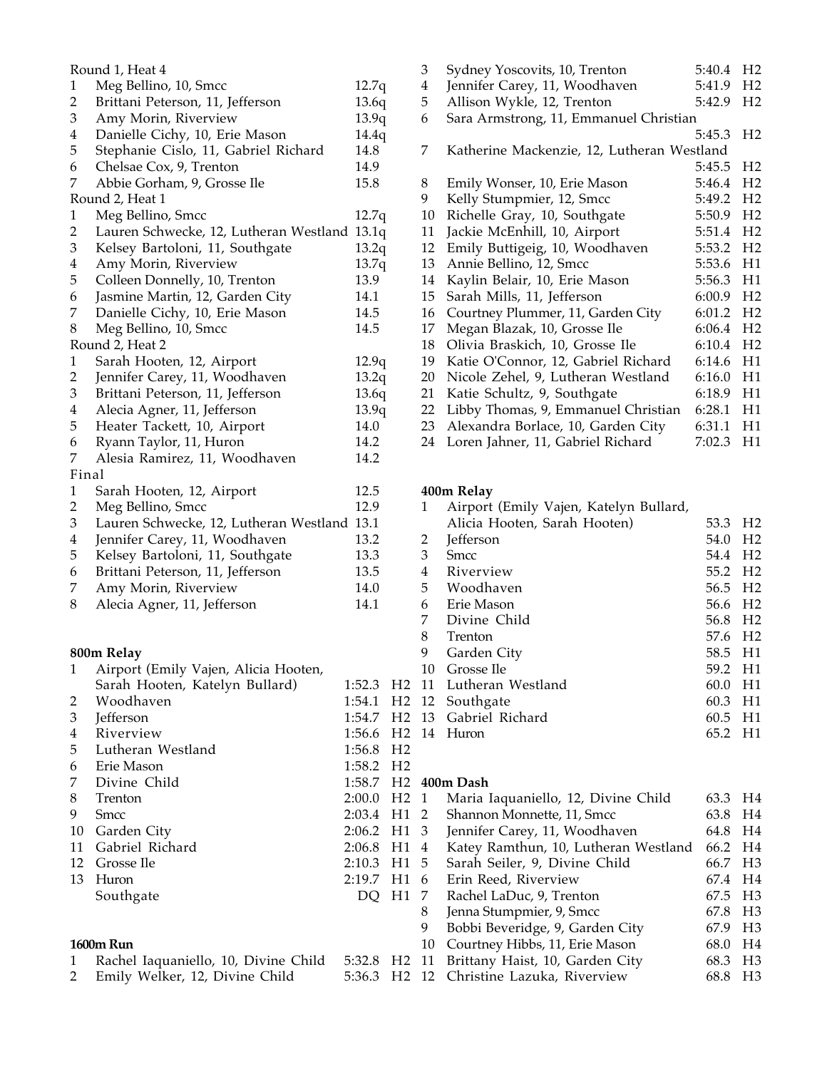Round 1, Heat 4

| | | |
|---|---|---|
| 1 | Meg Bellino, 10, Smcc | 12.7q |
| 2 | Brittani Peterson, 11, Jefferson | 13.6q |
| 3 | Amy Morin, Riverview | 13.9q |
| 4 | Danielle Cichy, 10, Erie Mason | 14.4q |
| 5 | Stephanie Cislo, 11, Gabriel Richard | 14.8 |
| 6 | Chelsae Cox, 9, Trenton | 14.9 |
| 7 | Abbie Gorham, 9, Grosse Ile | 15.8 |

Round 2, Heat 1

| | | |
|---|---|---|
| 1 | Meg Bellino, Smcc | 12.7q |
| 2 | Lauren Schwecke, 12, Lutheran Westland | 13.1q |
| 3 | Kelsey Bartoloni, 11, Southgate | 13.2q |
| 4 | Amy Morin, Riverview | 13.7q |
| 5 | Colleen Donnelly, 10, Trenton | 13.9 |
| 6 | Jasmine Martin, 12, Garden City | 14.1 |
| 7 | Danielle Cichy, 10, Erie Mason | 14.5 |
| 8 | Meg Bellino, 10, Smcc | 14.5 |

Round 2, Heat 2

| | | |
|---|---|---|
| 1 | Sarah Hooten, 12, Airport | 12.9q |
| 2 | Jennifer Carey, 11, Woodhaven | 13.2q |
| 3 | Brittani Peterson, 11, Jefferson | 13.6q |
| 4 | Alecia Agner, 11, Jefferson | 13.9q |
| 5 | Heater Tackett, 10, Airport | 14.0 |
| 6 | Ryann Taylor, 11, Huron | 14.2 |
| 7 | Alesia Ramirez, 11, Woodhaven | 14.2 |

Final

| | | |
|---|---|---|
| 1 | Sarah Hooten, 12, Airport | 12.5 |
| 2 | Meg Bellino, Smcc | 12.9 |
| 3 | Lauren Schwecke, 12, Lutheran Westland | 13.1 |
| 4 | Jennifer Carey, 11, Woodhaven | 13.2 |
| 5 | Kelsey Bartoloni, 11, Southgate | 13.3 |
| 6 | Brittani Peterson, 11, Jefferson | 13.5 |
| 7 | Amy Morin, Riverview | 14.0 |
| 8 | Alecia Agner, 11, Jefferson | 14.1 |

**800m Relay**

| | | | |
|---|---|---|---|
| 1 | Airport (Emily Vajen, Alicia Hooten, Sarah Hooten, Katelyn Bullard) | 1:52.3 | H2 |
| 2 | Woodhaven | 1:54.1 | H2 |
| 3 | Jefferson | 1:54.7 | H2 |
| 4 | Riverview | 1:56.6 | H2 |
| 5 | Lutheran Westland | 1:56.8 | H2 |
| 6 | Erie Mason | 1:58.2 | H2 |
| 7 | Divine Child | 1:58.7 | H2 |
| 8 | Trenton | 2:00.0 | H2 |
| 9 | Smcc | 2:03.4 | H1 |
| 10 | Garden City | 2:06.2 | H1 |
| 11 | Gabriel Richard | 2:06.8 | H1 |
| 12 | Grosse Ile | 2:10.3 | H1 |
| 13 | Huron | 2:19.7 | H1 |
| | Southgate | DQ | H1 |

**1600m Run**

| | | | |
|---|---|---|---|
| 1 | Rachel Iaquaniello, 10, Divine Child | 5:32.8 | H2 |
| 2 | Emily Welker, 12, Divine Child | 5:36.3 | H2 |
| 3 | Sydney Yoscovits, 10, Trenton | 5:40.4 | H2 |
| 4 | Jennifer Carey, 11, Woodhaven | 5:41.9 | H2 |
| 5 | Allison Wykle, 12, Trenton | 5:42.9 | H2 |
| 6 | Sara Armstrong, 11, Emmanuel Christian | 5:45.3 | H2 |
| 7 | Katherine Mackenzie, 12, Lutheran Westland | 5:45.5 | H2 |
| 8 | Emily Wonser, 10, Erie Mason | 5:46.4 | H2 |
| 9 | Kelly Stumpmier, 12, Smcc | 5:49.2 | H2 |
| 10 | Richelle Gray, 10, Southgate | 5:50.9 | H2 |
| 11 | Jackie McEnhill, 10, Airport | 5:51.4 | H2 |
| 12 | Emily Buttigieg, 10, Woodhaven | 5:53.2 | H2 |
| 13 | Annie Bellino, 12, Smcc | 5:53.6 | H1 |
| 14 | Kaylin Belair, 10, Erie Mason | 5:56.3 | H1 |
| 15 | Sarah Mills, 11, Jefferson | 6:00.9 | H2 |
| 16 | Courtney Plummer, 11, Garden City | 6:01.2 | H2 |
| 17 | Megan Blazak, 10, Grosse Ile | 6:06.4 | H2 |
| 18 | Olivia Braskich, 10, Grosse Ile | 6:10.4 | H2 |
| 19 | Katie O'Connor, 12, Gabriel Richard | 6:14.6 | H1 |
| 20 | Nicole Zehel, 9, Lutheran Westland | 6:16.0 | H1 |
| 21 | Katie Schultz, 9, Southgate | 6:18.9 | H1 |
| 22 | Libby Thomas, 9, Emmanuel Christian | 6:28.1 | H1 |
| 23 | Alexandra Borlace, 10, Garden City | 6:31.1 | H1 |
| 24 | Loren Jahner, 11, Gabriel Richard | 7:02.3 | H1 |

**400m Relay**

| | | | |
|---|---|---|---|
| 1 | Airport (Emily Vajen, Katelyn Bullard, Alicia Hooten, Sarah Hooten) | 53.3 | H2 |
| 2 | Jefferson | 54.0 | H2 |
| 3 | Smcc | 54.4 | H2 |
| 4 | Riverview | 55.2 | H2 |
| 5 | Woodhaven | 56.5 | H2 |
| 6 | Erie Mason | 56.6 | H2 |
| 7 | Divine Child | 56.8 | H2 |
| 8 | Trenton | 57.6 | H2 |
| 9 | Garden City | 58.5 | H1 |
| 10 | Grosse Ile | 59.2 | H1 |
| 11 | Lutheran Westland | 60.0 | H1 |
| 12 | Southgate | 60.3 | H1 |
| 13 | Gabriel Richard | 60.5 | H1 |
| 14 | Huron | 65.2 | H1 |

**400m Dash**

| | | | |
|---|---|---|---|
| 1 | Maria Iaquaniello, 12, Divine Child | 63.3 | H4 |
| 2 | Shannon Monnette, 11, Smcc | 63.8 | H4 |
| 3 | Jennifer Carey, 11, Woodhaven | 64.8 | H4 |
| 4 | Katey Ramthun, 10, Lutheran Westland | 66.2 | H4 |
| 5 | Sarah Seiler, 9, Divine Child | 66.7 | H3 |
| 6 | Erin Reed, Riverview | 67.4 | H4 |
| 7 | Rachel LaDuc, 9, Trenton | 67.5 | H3 |
| 8 | Jenna Stumpmier, 9, Smcc | 67.8 | H3 |
| 9 | Bobbi Beveridge, 9, Garden City | 67.9 | H3 |
| 10 | Courtney Hibbs, 11, Erie Mason | 68.0 | H4 |
| 11 | Brittany Haist, 10, Garden City | 68.3 | H3 |
| 12 | Christine Lazuka, Riverview | 68.8 | H3 |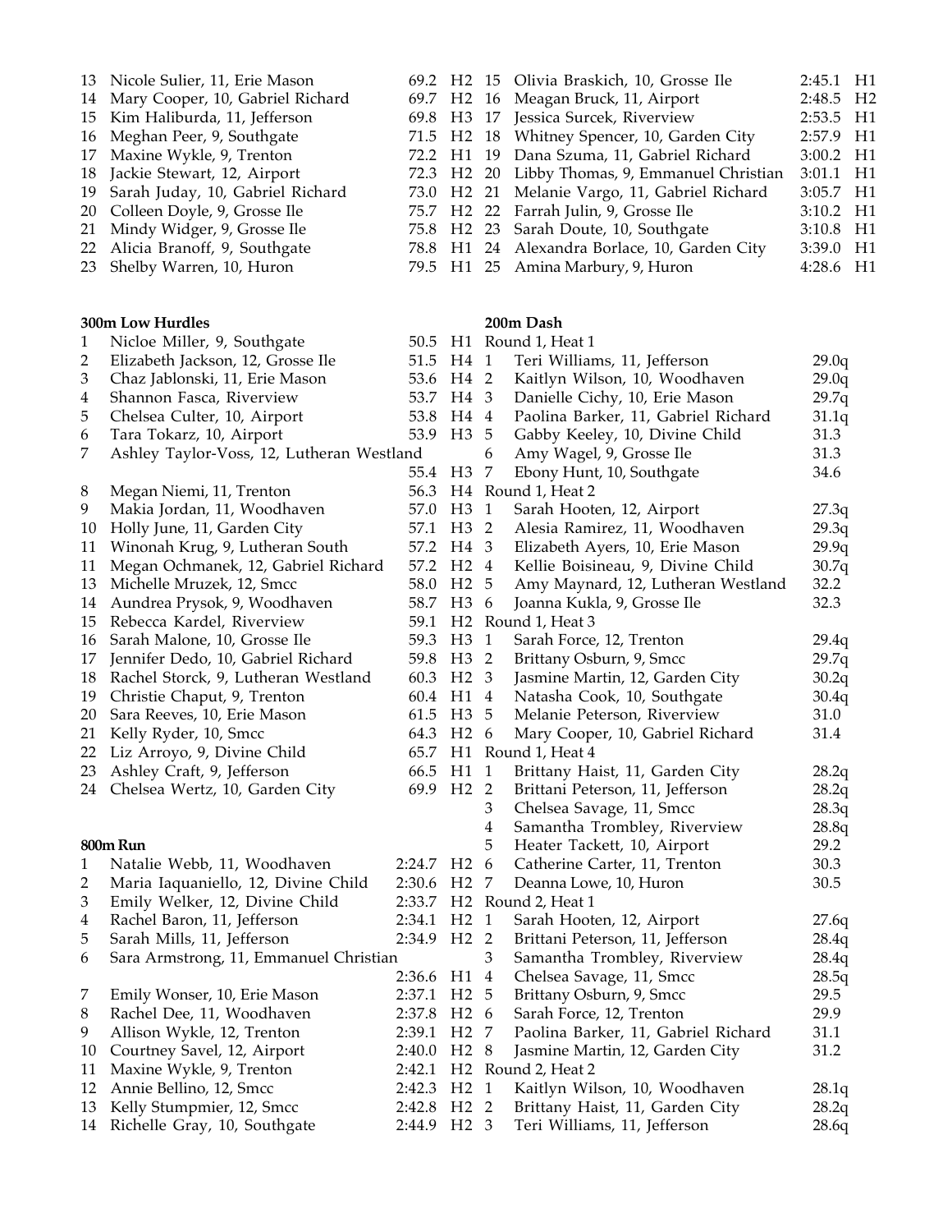| | | | |
|---|---|---|---|
| 13 | Nicole Sulier, 11, Erie Mason | 69.2 | H2 |
| 14 | Mary Cooper, 10, Gabriel Richard | 69.7 | H2 |
| 15 | Kim Haliburda, 11, Jefferson | 69.8 | H3 |
| 16 | Meghan Peer, 9, Southgate | 71.5 | H2 |
| 17 | Maxine Wykle, 9, Trenton | 72.2 | H1 |
| 18 | Jackie Stewart, 12, Airport | 72.3 | H2 |
| 19 | Sarah Juday, 10, Gabriel Richard | 73.0 | H2 |
| 20 | Colleen Doyle, 9, Grosse Ile | 75.7 | H2 |
| 21 | Mindy Widger, 9, Grosse Ile | 75.8 | H2 |
| 22 | Alicia Branoff, 9, Southgate | 78.8 | H1 |
| 23 | Shelby Warren, 10, Huron | 79.5 | H1 |

### 300m Low Hurdles

| | | | |
|---|---|---|---|
| 1 | Nicloe Miller, 9, Southgate | 50.5 | H1 |
| 2 | Elizabeth Jackson, 12, Grosse Ile | 51.5 | H4 |
| 3 | Chaz Jablonski, 11, Erie Mason | 53.6 | H4 |
| 4 | Shannon Fasca, Riverview | 53.7 | H4 |
| 5 | Chelsea Culter, 10, Airport | 53.8 | H4 |
| 6 | Tara Tokarz, 10, Airport | 53.9 | H3 |
| 7 | Ashley Taylor-Voss, 12, Lutheran Westland | 55.4 | H3 |
| 8 | Megan Niemi, 11, Trenton | 56.3 | H4 |
| 9 | Makia Jordan, 11, Woodhaven | 57.0 | H3 |
| 10 | Holly June, 11, Garden City | 57.1 | H3 |
| 11 | Winonah Krug, 9, Lutheran South | 57.2 | H4 |
| 11 | Megan Ochmanek, 12, Gabriel Richard | 57.2 | H2 |
| 13 | Michelle Mruzek, 12, Smcc | 58.0 | H2 |
| 14 | Aundrea Prysok, 9, Woodhaven | 58.7 | H3 |
| 15 | Rebecca Kardel, Riverview | 59.1 | H2 |
| 16 | Sarah Malone, 10, Grosse Ile | 59.3 | H3 |
| 17 | Jennifer Dedo, 10, Gabriel Richard | 59.8 | H3 |
| 18 | Rachel Storck, 9, Lutheran Westland | 60.3 | H2 |
| 19 | Christie Chaput, 9, Trenton | 60.4 | H1 |
| 20 | Sara Reeves, 10, Erie Mason | 61.5 | H3 |
| 21 | Kelly Ryder, 10, Smcc | 64.3 | H2 |
| 22 | Liz Arroyo, 9, Divine Child | 65.7 | H1 |
| 23 | Ashley Craft, 9, Jefferson | 66.5 | H1 |
| 24 | Chelsea Wertz, 10, Garden City | 69.9 | H2 |

### 800m Run

| | | | |
|---|---|---|---|
| 1 | Natalie Webb, 11, Woodhaven | 2:24.7 | H2 |
| 2 | Maria Iaquaniello, 12, Divine Child | 2:30.6 | H2 |
| 3 | Emily Welker, 12, Divine Child | 2:33.7 | H2 |
| 4 | Rachel Baron, 11, Jefferson | 2:34.1 | H2 |
| 5 | Sarah Mills, 11, Jefferson | 2:34.9 | H2 |
| 6 | Sara Armstrong, 11, Emmanuel Christian | 2:36.6 | H1 |
| 7 | Emily Wonser, 10, Erie Mason | 2:37.1 | H2 |
| 8 | Rachel Dee, 11, Woodhaven | 2:37.8 | H2 |
| 9 | Allison Wykle, 12, Trenton | 2:39.1 | H2 |
| 10 | Courtney Savel, 12, Airport | 2:40.0 | H2 |
| 11 | Maxine Wykle, 9, Trenton | 2:42.1 | H2 |
| 12 | Annie Bellino, 12, Smcc | 2:42.3 | H2 |
| 13 | Kelly Stumpmier, 12, Smcc | 2:42.8 | H2 |
| 14 | Richelle Gray, 10, Southgate | 2:44.9 | H2 |
| 15 | Olivia Braskich, 10, Grosse Ile | 2:45.1 | H1 |
| 16 | Meagan Bruck, 11, Airport | 2:48.5 | H2 |
| 17 | Jessica Surcek, Riverview | 2:53.5 | H1 |
| 18 | Whitney Spencer, 10, Garden City | 2:57.9 | H1 |
| 19 | Dana Szuma, 11, Gabriel Richard | 3:00.2 | H1 |
| 20 | Libby Thomas, 9, Emmanuel Christian | 3:01.1 | H1 |
| 21 | Melanie Vargo, 11, Gabriel Richard | 3:05.7 | H1 |
| 22 | Farrah Julin, 9, Grosse Ile | 3:10.2 | H1 |
| 23 | Sarah Doute, 10, Southgate | 3:10.8 | H1 |
| 24 | Alexandra Borlace, 10, Garden City | 3:39.0 | H1 |
| 25 | Amina Marbury, 9, Huron | 4:28.6 | H1 |

### 200m Dash

Round 1, Heat 1

| | | |
|---|---|---|
| 1 | Teri Williams, 11, Jefferson | 29.0q |
| 2 | Kaitlyn Wilson, 10, Woodhaven | 29.0q |
| 3 | Danielle Cichy, 10, Erie Mason | 29.7q |
| 4 | Paolina Barker, 11, Gabriel Richard | 31.1q |
| 5 | Gabby Keeley, 10, Divine Child | 31.3 |
| 6 | Amy Wagel, 9, Grosse Ile | 31.3 |
| 7 | Ebony Hunt, 10, Southgate | 34.6 |

Round 1, Heat 2

| | | |
|---|---|---|
| 1 | Sarah Hooten, 12, Airport | 27.3q |
| 2 | Alesia Ramirez, 11, Woodhaven | 29.3q |
| 3 | Elizabeth Ayers, 10, Erie Mason | 29.9q |
| 4 | Kellie Boisineau, 9, Divine Child | 30.7q |
| 5 | Amy Maynard, 12, Lutheran Westland | 32.2 |
| 6 | Joanna Kukla, 9, Grosse Ile | 32.3 |

Round 1, Heat 3

| | | |
|---|---|---|
| 1 | Sarah Force, 12, Trenton | 29.4q |
| 2 | Brittany Osburn, 9, Smcc | 29.7q |
| 3 | Jasmine Martin, 12, Garden City | 30.2q |
| 4 | Natasha Cook, 10, Southgate | 30.4q |
| 5 | Melanie Peterson, Riverview | 31.0 |
| 6 | Mary Cooper, 10, Gabriel Richard | 31.4 |

Round 1, Heat 4

| | | |
|---|---|---|
| 1 | Brittany Haist, 11, Garden City | 28.2q |
| 2 | Brittani Peterson, 11, Jefferson | 28.2q |
| 3 | Chelsea Savage, 11, Smcc | 28.3q |
| 4 | Samantha Trombley, Riverview | 28.8q |
| 5 | Heater Tackett, 10, Airport | 29.2 |
| 6 | Catherine Carter, 11, Trenton | 30.3 |
| 7 | Deanna Lowe, 10, Huron | 30.5 |

Round 2, Heat 1

| | | |
|---|---|---|
| 1 | Sarah Hooten, 12, Airport | 27.6q |
| 2 | Brittani Peterson, 11, Jefferson | 28.4q |
| 3 | Samantha Trombley, Riverview | 28.4q |
| 4 | Chelsea Savage, 11, Smcc | 28.5q |
| 5 | Brittany Osburn, 9, Smcc | 29.5 |
| 6 | Sarah Force, 12, Trenton | 29.9 |
| 7 | Paolina Barker, 11, Gabriel Richard | 31.1 |
| 8 | Jasmine Martin, 12, Garden City | 31.2 |

Round 2, Heat 2

| | | |
|---|---|---|
| 1 | Kaitlyn Wilson, 10, Woodhaven | 28.1q |
| 2 | Brittany Haist, 11, Garden City | 28.2q |
| 3 | Teri Williams, 11, Jefferson | 28.6q |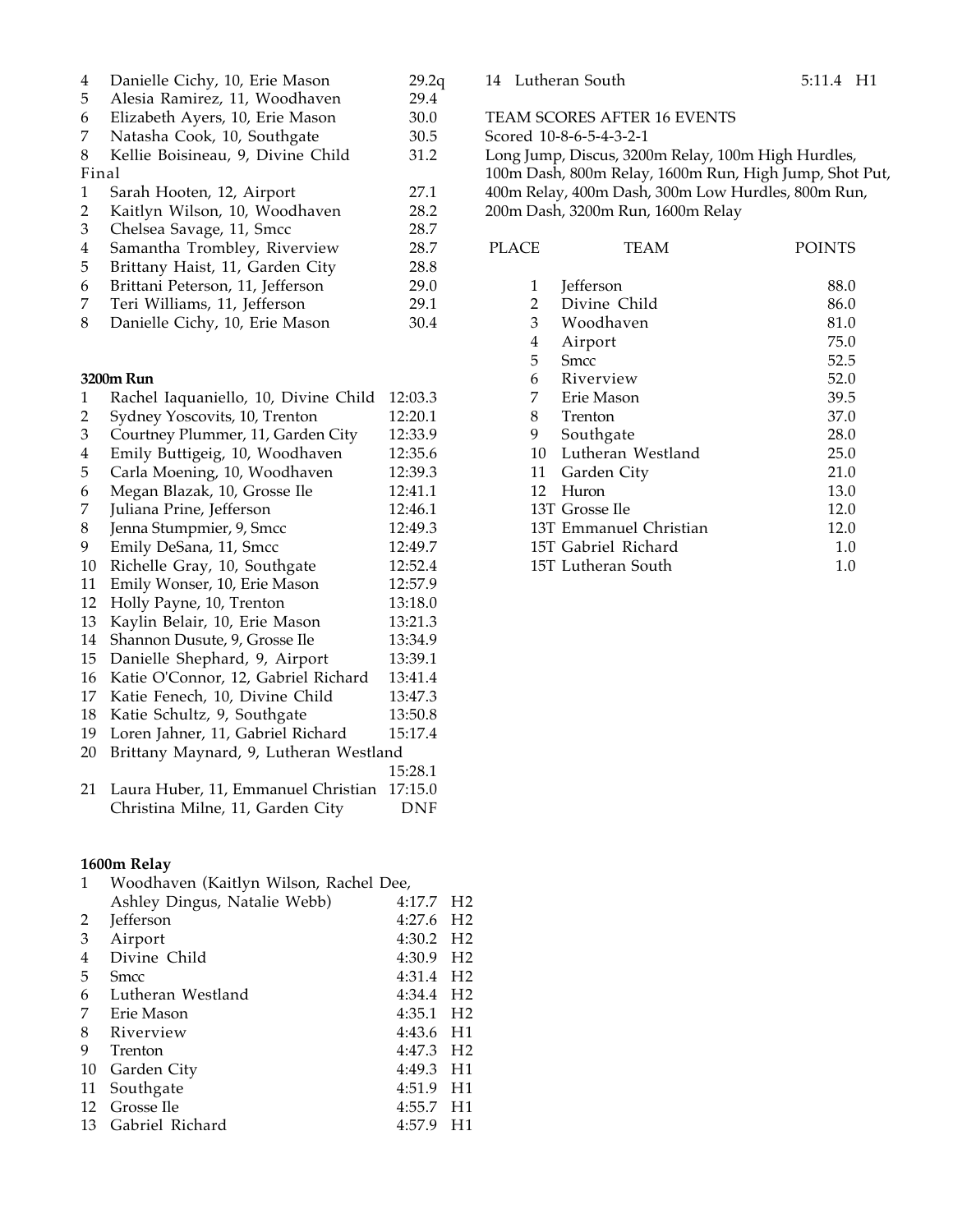| | | |
|---|---|---|
| 4 | Danielle Cichy, 10, Erie Mason | 29.2q |
| 5 | Alesia Ramirez, 11, Woodhaven | 29.4 |
| 6 | Elizabeth Ayers, 10, Erie Mason | 30.0 |
| 7 | Natasha Cook, 10, Southgate | 30.5 |
| 8 | Kellie Boisineau, 9, Divine Child | 31.2 |

Final

| | | |
|---|---|---|
| 1 | Sarah Hooten, 12, Airport | 27.1 |
| 2 | Kaitlyn Wilson, 10, Woodhaven | 28.2 |
| 3 | Chelsea Savage, 11, Smcc | 28.7 |
| 4 | Samantha Trombley, Riverview | 28.7 |
| 5 | Brittany Haist, 11, Garden City | 28.8 |
| 6 | Brittani Peterson, 11, Jefferson | 29.0 |
| 7 | Teri Williams, 11, Jefferson | 29.1 |
| 8 | Danielle Cichy, 10, Erie Mason | 30.4 |

**3200m Run**

| | | |
|---|---|---|
| 1 | Rachel Iaquaniello, 10, Divine Child | 12:03.3 |
| 2 | Sydney Yoscovits, 10, Trenton | 12:20.1 |
| 3 | Courtney Plummer, 11, Garden City | 12:33.9 |
| 4 | Emily Buttigeig, 10, Woodhaven | 12:35.6 |
| 5 | Carla Moening, 10, Woodhaven | 12:39.3 |
| 6 | Megan Blazak, 10, Grosse Ile | 12:41.1 |
| 7 | Juliana Prine, Jefferson | 12:46.1 |
| 8 | Jenna Stumpmier, 9, Smcc | 12:49.3 |
| 9 | Emily DeSana, 11, Smcc | 12:49.7 |
| 10 | Richelle Gray, 10, Southgate | 12:52.4 |
| 11 | Emily Wonser, 10, Erie Mason | 12:57.9 |
| 12 | Holly Payne, 10, Trenton | 13:18.0 |
| 13 | Kaylin Belair, 10, Erie Mason | 13:21.3 |
| 14 | Shannon Dusute, 9, Grosse Ile | 13:34.9 |
| 15 | Danielle Shephard, 9, Airport | 13:39.1 |
| 16 | Katie O'Connor, 12, Gabriel Richard | 13:41.4 |
| 17 | Katie Fenech, 10, Divine Child | 13:47.3 |
| 18 | Katie Schultz, 9, Southgate | 13:50.8 |
| 19 | Loren Jahner, 11, Gabriel Richard | 15:17.4 |
| 20 | Brittany Maynard, 9, Lutheran Westland | 15:28.1 |
| 21 | Laura Huber, 11, Emmanuel Christian | 17:15.0 |
| | Christina Milne, 11, Garden City | DNF |

**1600m Relay**

| | | | |
|---|---|---|---|
| 1 | Woodhaven (Kaitlyn Wilson, Rachel Dee, Ashley Dingus, Natalie Webb) | 4:17.7 | H2 |
| 2 | Jefferson | 4:27.6 | H2 |
| 3 | Airport | 4:30.2 | H2 |
| 4 | Divine Child | 4:30.9 | H2 |
| 5 | Smcc | 4:31.4 | H2 |
| 6 | Lutheran Westland | 4:34.4 | H2 |
| 7 | Erie Mason | 4:35.1 | H2 |
| 8 | Riverview | 4:43.6 | H1 |
| 9 | Trenton | 4:47.3 | H2 |
| 10 | Garden City | 4:49.3 | H1 |
| 11 | Southgate | 4:51.9 | H1 |
| 12 | Grosse Ile | 4:55.7 | H1 |
| 13 | Gabriel Richard | 4:57.9 | H1 |
| 14 | Lutheran South | 5:11.4 | H1 |

TEAM SCORES AFTER 16 EVENTS

Scored 10-8-6-5-4-3-2-1

Long Jump, Discus, 3200m Relay, 100m High Hurdles, 100m Dash, 800m Relay, 1600m Run, High Jump, Shot Put, 400m Relay, 400m Dash, 300m Low Hurdles, 800m Run, 200m Dash, 3200m Run, 1600m Relay

| PLACE | TEAM | POINTS |
|---|---|---|
| 1 | Jefferson | 88.0 |
| 2 | Divine Child | 86.0 |
| 3 | Woodhaven | 81.0 |
| 4 | Airport | 75.0 |
| 5 | Smcc | 52.5 |
| 6 | Riverview | 52.0 |
| 7 | Erie Mason | 39.5 |
| 8 | Trenton | 37.0 |
| 9 | Southgate | 28.0 |
| 10 | Lutheran Westland | 25.0 |
| 11 | Garden City | 21.0 |
| 12 | Huron | 13.0 |
| 13T | Grosse Ile | 12.0 |
| 13T | Emmanuel Christian | 12.0 |
| 15T | Gabriel Richard | 1.0 |
| 15T | Lutheran South | 1.0 |